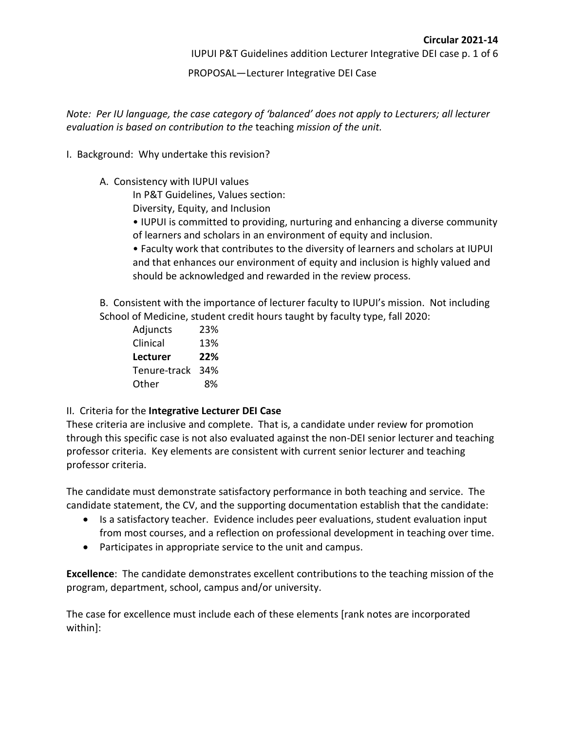**Circular 2021-14**

# PROPOSAL—Lecturer Integrative DEI Case

*Note: Per IU language, the case category of 'balanced' does not apply to Lecturers; all lecturer evaluation is based on contribution to the* teaching *mission of the unit.*

## I. Background: Why undertake this revision?

A. Consistency with IUPUI values

In P&T Guidelines, Values section:

Diversity, Equity, and Inclusion

- IUPUI is committed to providing, nurturing and enhancing a diverse community of learners and scholars in an environment of equity and inclusion.
- Faculty work that contributes to the diversity of learners and scholars at IUPUI and that enhances our environment of equity and inclusion is highly valued and should be acknowledged and rewarded in the review process.

B. Consistent with the importance of lecturer faculty to IUPUI's mission. Not including School of Medicine, student credit hours taught by faculty type, fall 2020:

| Faculty type | Share |
|---|---|
| Adjuncts | 23% |
| Clinical | 13% |
| **Lecturer** | **22%** |
| Tenure-track | 34% |
| Other | 8% |

## II. Criteria for the **Integrative Lecturer DEI Case**

These criteria are inclusive and complete. That is, a candidate under review for promotion through this specific case is not also evaluated against the non-DEI senior lecturer and teaching professor criteria. Key elements are consistent with current senior lecturer and teaching professor criteria.

The candidate must demonstrate satisfactory performance in both teaching and service. The candidate statement, the CV, and the supporting documentation establish that the candidate:

- Is a satisfactory teacher. Evidence includes peer evaluations, student evaluation input from most courses, and a reflection on professional development in teaching over time.
- Participates in appropriate service to the unit and campus.

**Excellence**: The candidate demonstrates excellent contributions to the teaching mission of the program, department, school, campus and/or university.

The case for excellence must include each of these elements [rank notes are incorporated within]: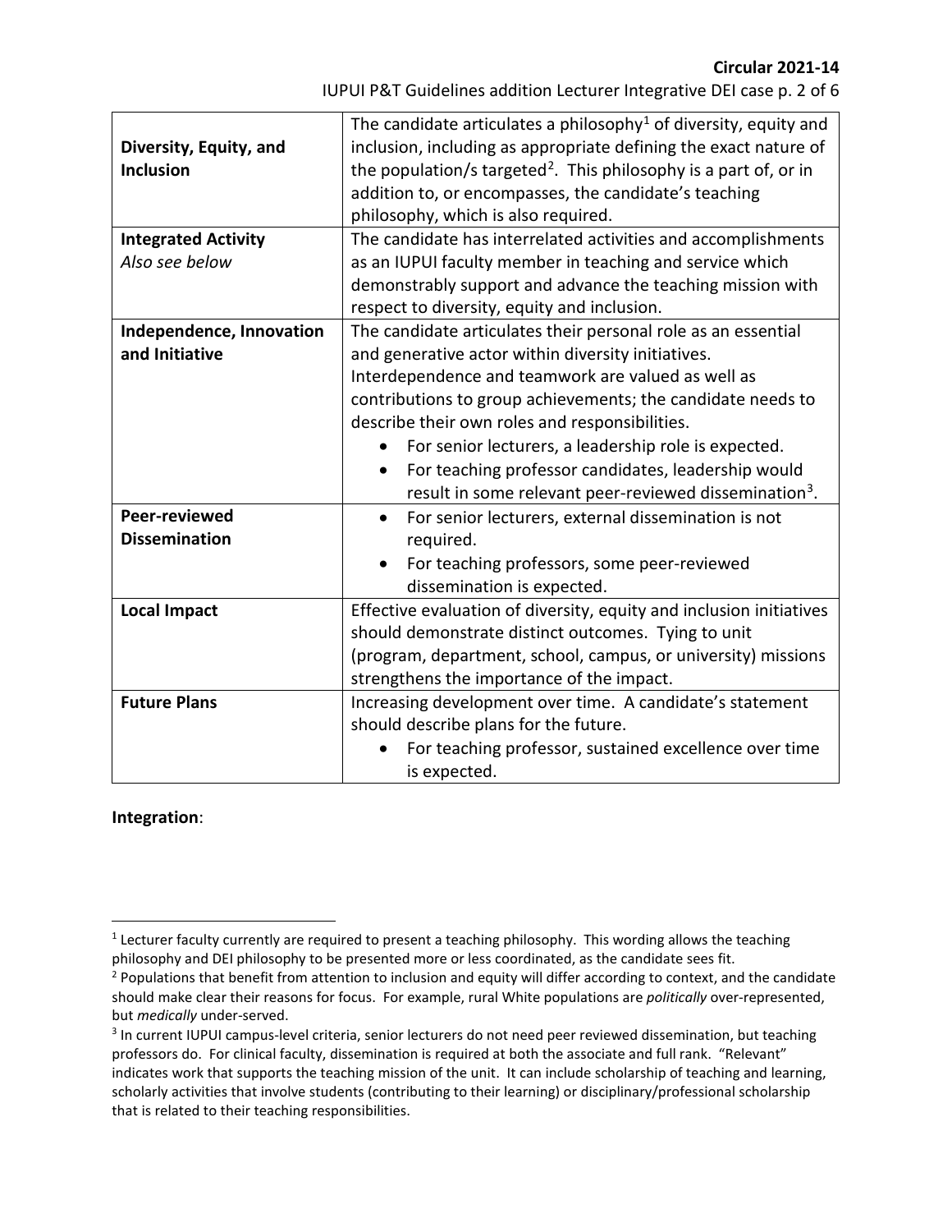| | |
|---|---|
| **Diversity, Equity, and Inclusion** | The candidate articulates a philosophy[1] of diversity, equity and inclusion, including as appropriate defining the exact nature of the population/s targeted[2]. This philosophy is a part of, or in addition to, or encompasses, the candidate's teaching philosophy, which is also required. |
| **Integrated Activity** *Also see below* | The candidate has interrelated activities and accomplishments as an IUPUI faculty member in teaching and service which demonstrably support and advance the teaching mission with respect to diversity, equity and inclusion. |
| **Independence, Innovation and Initiative** | The candidate articulates their personal role as an essential and generative actor within diversity initiatives. Interdependence and teamwork are valued as well as contributions to group achievements; the candidate needs to describe their own roles and responsibilities. <br>• For senior lecturers, a leadership role is expected. <br>• For teaching professor candidates, leadership would result in some relevant peer-reviewed dissemination[3]. |
| **Peer-reviewed Dissemination** | • For senior lecturers, external dissemination is not required. <br>• For teaching professors, some peer-reviewed dissemination is expected. |
| **Local Impact** | Effective evaluation of diversity, equity and inclusion initiatives should demonstrate distinct outcomes. Tying to unit (program, department, school, campus, or university) missions strengthens the importance of the impact. |
| **Future Plans** | Increasing development over time. A candidate's statement should describe plans for the future. <br>• For teaching professor, sustained excellence over time is expected. |

**Integration**:

[1] Lecturer faculty currently are required to present a teaching philosophy. This wording allows the teaching philosophy and DEI philosophy to be presented more or less coordinated, as the candidate sees fit.

[2] Populations that benefit from attention to inclusion and equity will differ according to context, and the candidate should make clear their reasons for focus. For example, rural White populations are *politically* over-represented, but *medically* under-served.

[3] In current IUPUI campus-level criteria, senior lecturers do not need peer reviewed dissemination, but teaching professors do. For clinical faculty, dissemination is required at both the associate and full rank. "Relevant" indicates work that supports the teaching mission of the unit. It can include scholarship of teaching and learning, scholarly activities that involve students (contributing to their learning) or disciplinary/professional scholarship that is related to their teaching responsibilities.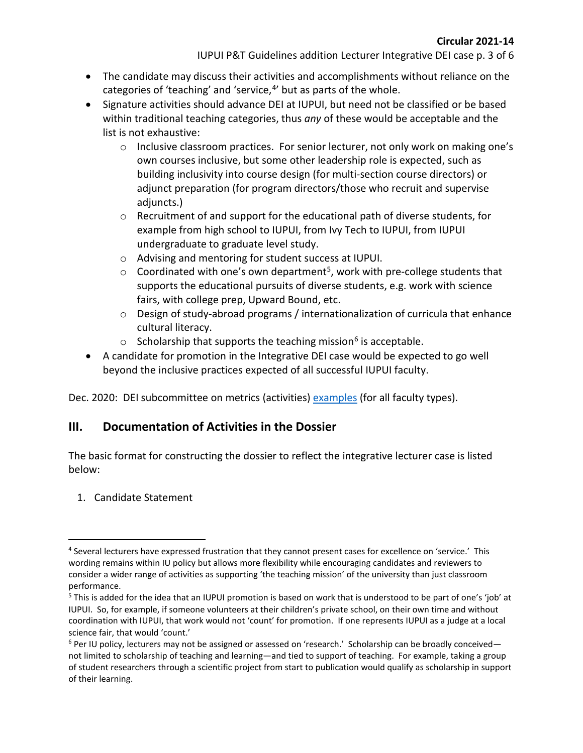- The candidate may discuss their activities and accomplishments without reliance on the categories of 'teaching' and 'service,[4]' but as parts of the whole.
- Signature activities should advance DEI at IUPUI, but need not be classified or be based within traditional teaching categories, thus *any* of these would be acceptable and the list is not exhaustive:
  - Inclusive classroom practices. For senior lecturer, not only work on making one's own courses inclusive, but some other leadership role is expected, such as building inclusivity into course design (for multi-section course directors) or adjunct preparation (for program directors/those who recruit and supervise adjuncts.)
  - Recruitment of and support for the educational path of diverse students, for example from high school to IUPUI, from Ivy Tech to IUPUI, from IUPUI undergraduate to graduate level study.
  - Advising and mentoring for student success at IUPUI.
  - Coordinated with one's own department[5], work with pre-college students that supports the educational pursuits of diverse students, e.g. work with science fairs, with college prep, Upward Bound, etc.
  - Design of study-abroad programs / internationalization of curricula that enhance cultural literacy.
  - Scholarship that supports the teaching mission[6] is acceptable.
- A candidate for promotion in the Integrative DEI case would be expected to go well beyond the inclusive practices expected of all successful IUPUI faculty.

Dec. 2020: DEI subcommittee on metrics (activities) examples (for all faculty types).

## III. Documentation of Activities in the Dossier

The basic format for constructing the dossier to reflect the integrative lecturer case is listed below:

1. Candidate Statement

---

[4] Several lecturers have expressed frustration that they cannot present cases for excellence on 'service.' This wording remains within IU policy but allows more flexibility while encouraging candidates and reviewers to consider a wider range of activities as supporting 'the teaching mission' of the university than just classroom performance.

[5] This is added for the idea that an IUPUI promotion is based on work that is understood to be part of one's 'job' at IUPUI. So, for example, if someone volunteers at their children's private school, on their own time and without coordination with IUPUI, that work would not 'count' for promotion. If one represents IUPUI as a judge at a local science fair, that would 'count.'

[6] Per IU policy, lecturers may not be assigned or assessed on 'research.' Scholarship can be broadly conceived—not limited to scholarship of teaching and learning—and tied to support of teaching. For example, taking a group of student researchers through a scientific project from start to publication would qualify as scholarship in support of their learning.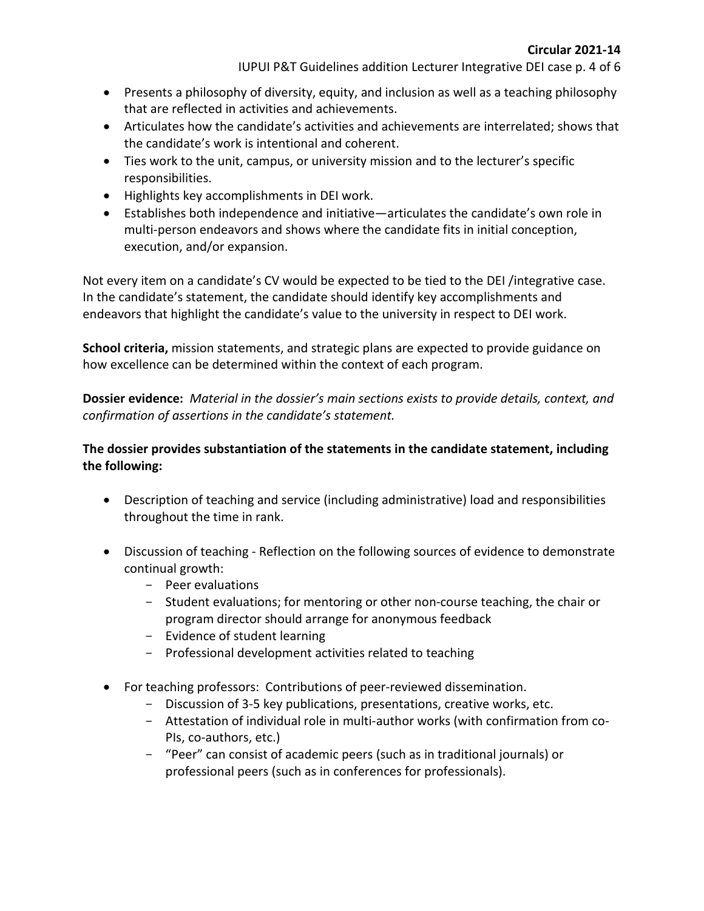- Presents a philosophy of diversity, equity, and inclusion as well as a teaching philosophy that are reflected in activities and achievements.
- Articulates how the candidate's activities and achievements are interrelated; shows that the candidate's work is intentional and coherent.
- Ties work to the unit, campus, or university mission and to the lecturer's specific responsibilities.
- Highlights key accomplishments in DEI work.
- Establishes both independence and initiative—articulates the candidate's own role in multi-person endeavors and shows where the candidate fits in initial conception, execution, and/or expansion.

Not every item on a candidate's CV would be expected to be tied to the DEI /integrative case. In the candidate's statement, the candidate should identify key accomplishments and endeavors that highlight the candidate's value to the university in respect to DEI work.

**School criteria,** mission statements, and strategic plans are expected to provide guidance on how excellence can be determined within the context of each program.

**Dossier evidence:** *Material in the dossier's main sections exists to provide details, context, and confirmation of assertions in the candidate's statement.*

**The dossier provides substantiation of the statements in the candidate statement, including the following:**

- Description of teaching and service (including administrative) load and responsibilities throughout the time in rank.

- Discussion of teaching - Reflection on the following sources of evidence to demonstrate continual growth:
  - Peer evaluations
  - Student evaluations; for mentoring or other non-course teaching, the chair or program director should arrange for anonymous feedback
  - Evidence of student learning
  - Professional development activities related to teaching

- For teaching professors: Contributions of peer-reviewed dissemination.
  - Discussion of 3-5 key publications, presentations, creative works, etc.
  - Attestation of individual role in multi-author works (with confirmation from co-PIs, co-authors, etc.)
  - "Peer" can consist of academic peers (such as in traditional journals) or professional peers (such as in conferences for professionals).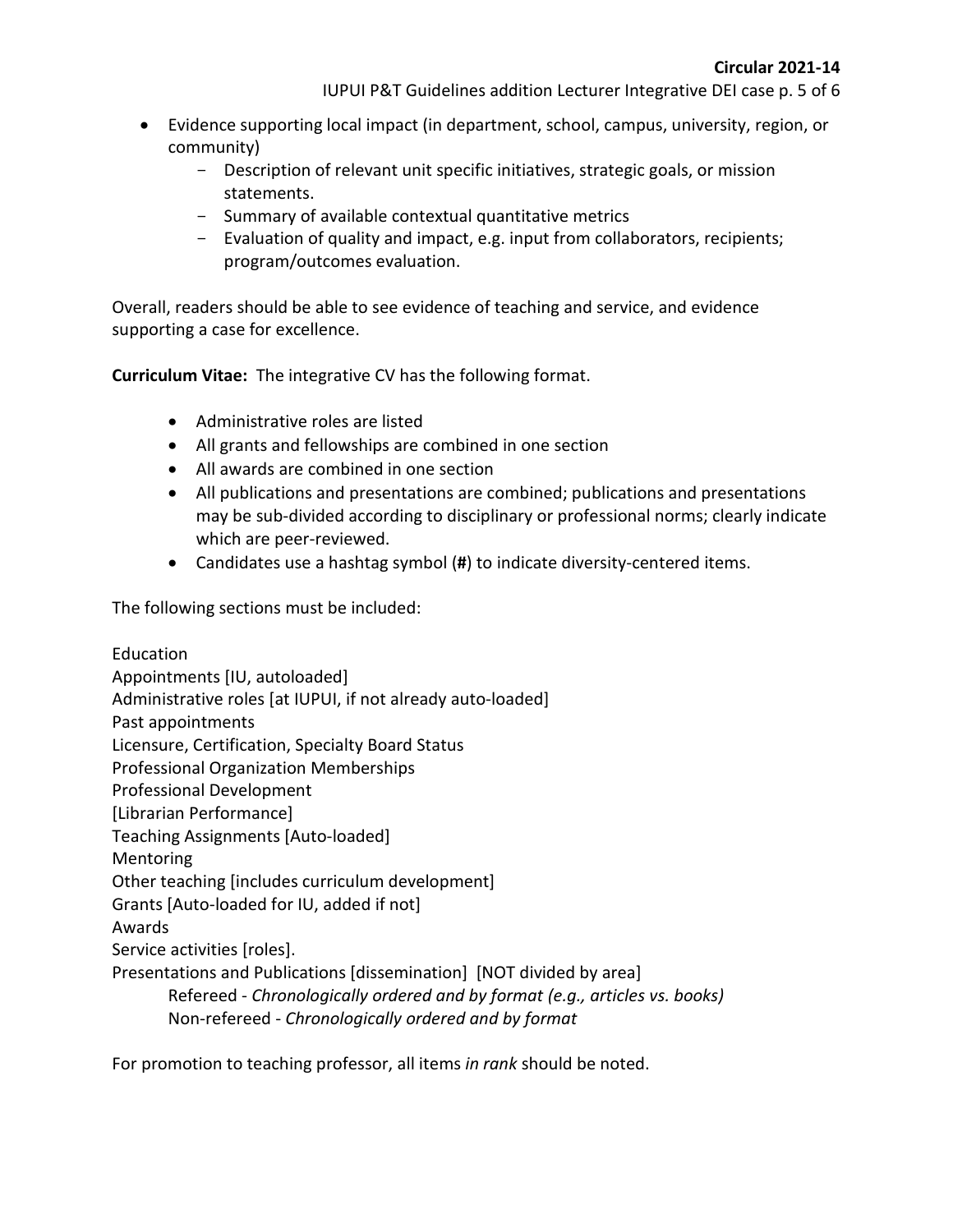- Evidence supporting local impact (in department, school, campus, university, region, or community)
    - Description of relevant unit specific initiatives, strategic goals, or mission statements.
    - Summary of available contextual quantitative metrics
    - Evaluation of quality and impact, e.g. input from collaborators, recipients; program/outcomes evaluation.

Overall, readers should be able to see evidence of teaching and service, and evidence supporting a case for excellence.

**Curriculum Vitae:** The integrative CV has the following format.

- Administrative roles are listed
- All grants and fellowships are combined in one section
- All awards are combined in one section
- All publications and presentations are combined; publications and presentations may be sub-divided according to disciplinary or professional norms; clearly indicate which are peer-reviewed.
- Candidates use a hashtag symbol (**#**) to indicate diversity-centered items.

The following sections must be included:

Education
Appointments [IU, autoloaded]
Administrative roles [at IUPUI, if not already auto-loaded]
Past appointments
Licensure, Certification, Specialty Board Status
Professional Organization Memberships
Professional Development
[Librarian Performance]
Teaching Assignments [Auto-loaded]
Mentoring
Other teaching [includes curriculum development]
Grants [Auto-loaded for IU, added if not]
Awards
Service activities [roles].
Presentations and Publications [dissemination] [NOT divided by area]
    Refereed - *Chronologically ordered and by format (e.g., articles vs. books)*
    Non-refereed - *Chronologically ordered and by format*

For promotion to teaching professor, all items *in rank* should be noted.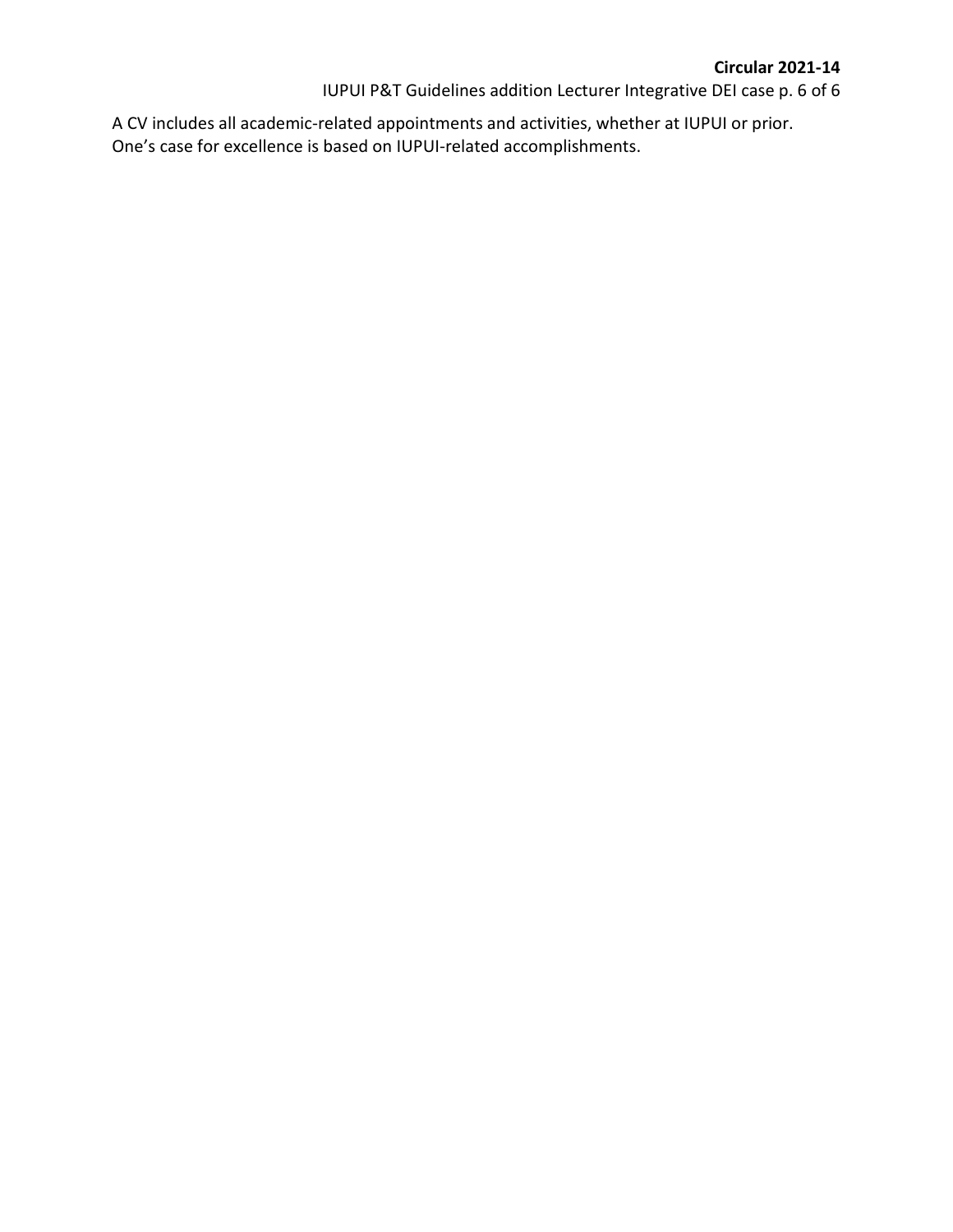A CV includes all academic-related appointments and activities, whether at IUPUI or prior. One's case for excellence is based on IUPUI-related accomplishments.